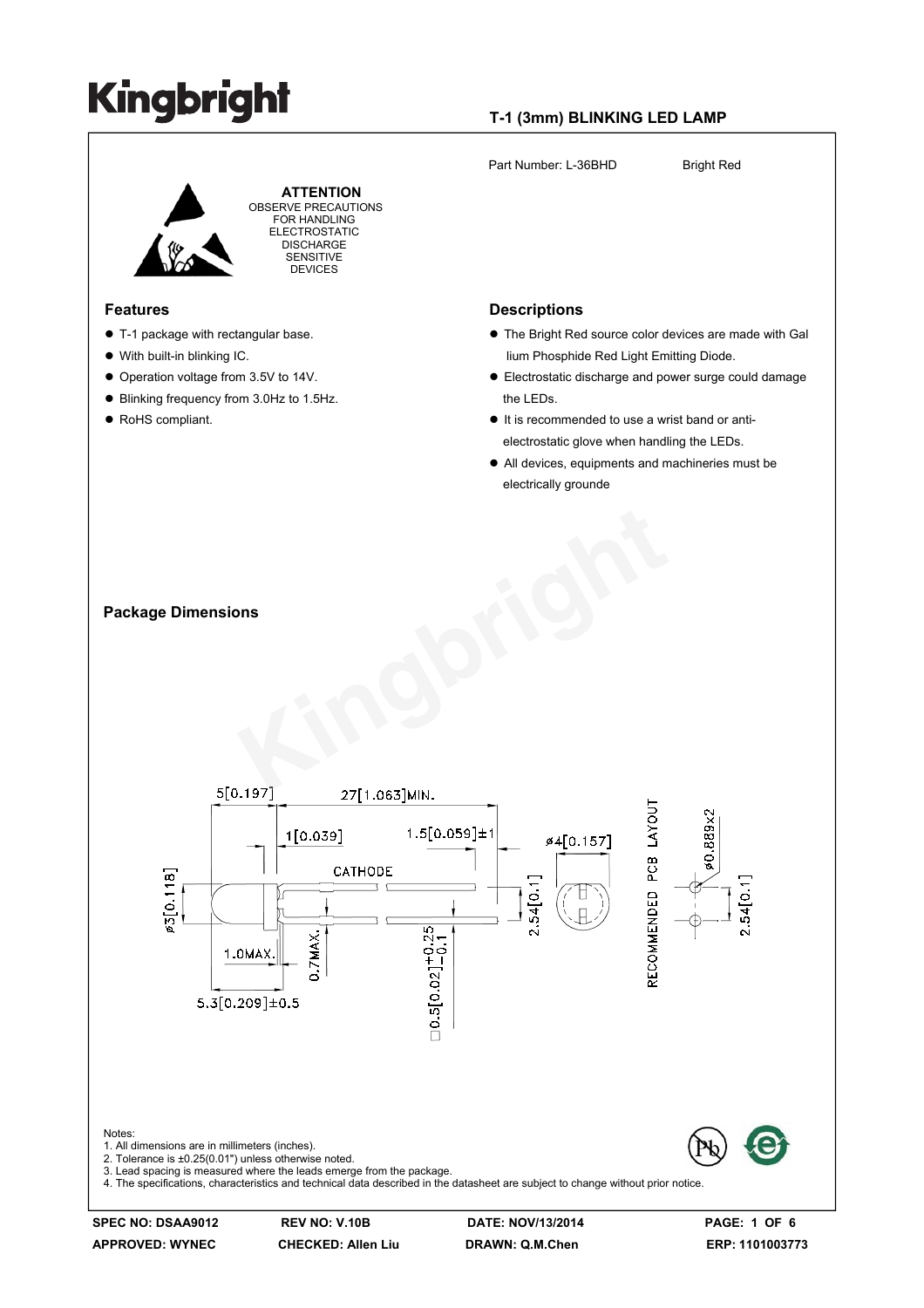Kingbright

## T-1 (3mm) BLINKING LED LAMP

Part Number: L-36BHD Bright Red

**ATTENTION**
OBSERVE PRECAUTIONS FOR HANDLING ELECTROSTATIC DISCHARGE SENSITIVE DEVICES

### Features

- T-1 package with rectangular base.
- With built-in blinking IC.
- Operation voltage from 3.5V to 14V.
- Blinking frequency from 3.0Hz to 1.5Hz.
- RoHS compliant.

### Descriptions

- The Bright Red source color devices are made with Gal lium Phosphide Red Light Emitting Diode.
- Electrostatic discharge and power surge could damage the LEDs.
- It is recommended to use a wrist band or anti-electrostatic glove when handling the LEDs.
- All devices, equipments and machineries must be electrically grounde

### Package Dimensions

5[0.197] 27[1.063]MIN. 1[0.039] 1.5[0.059]±1 ø4[0.157] CATHODE ø3[0.118] 2.54[0.1] 1.0MAX. 0.7MAX. □0.5[0.02]+0.25/−0.1 5.3[0.209]±0.5 RECOMMENDED PCB LAYOUT ø0.889x2 2.54[0.1]

Notes:
1. All dimensions are in millimeters (inches).
2. Tolerance is ±0.25(0.01") unless otherwise noted.
3. Lead spacing is measured where the leads emerge from the package.
4. The specifications, characteristics and technical data described in the datasheet are subject to change without prior notice.

| SPEC NO: DSAA9012 | REV NO: V.10B | DATE: NOV/13/2014 | |
|---|---|---|---|
| APPROVED: WYNEC | CHECKED: Allen Liu | DRAWN: Q.M.Chen | ERP: 1101003773 |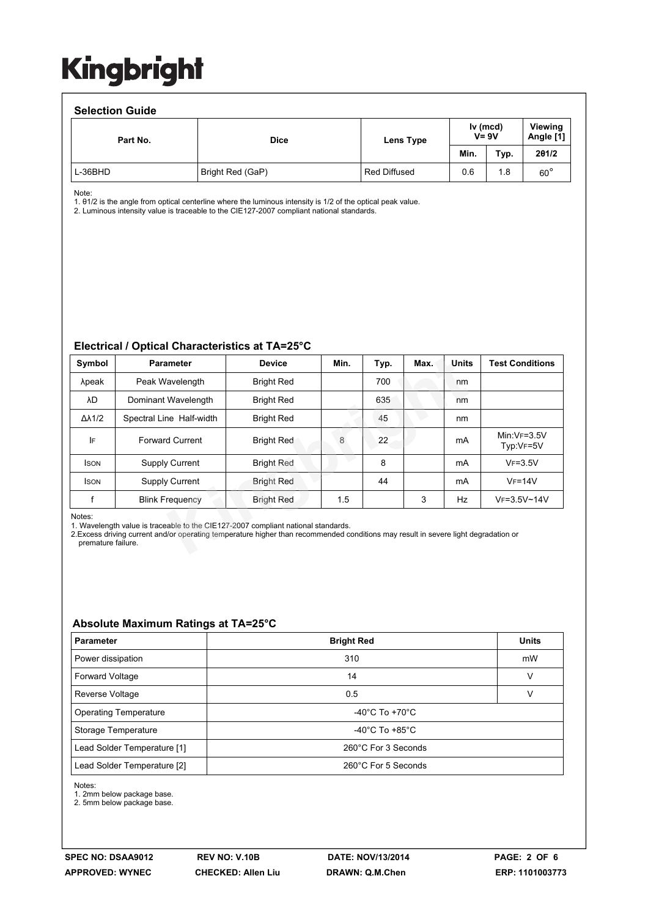Kingbright

## Selection Guide

| Part No. | Dice | Lens Type | Iv (mcd) V= 9V | | Viewing Angle [1] |
|---|---|---|---|---|---|
| | | | Min. | Typ. | 2θ1/2 |
| L-36BHD | Bright Red (GaP) | Red Diffused | 0.6 | 1.8 | 60° |

Note:
1. θ1/2 is the angle from optical centerline where the luminous intensity is 1/2 of the optical peak value.
2. Luminous intensity value is traceable to the CIE127-2007 compliant national standards.

## Electrical / Optical Characteristics at TA=25°C

| Symbol | Parameter | Device | Min. | Typ. | Max. | Units | Test Conditions |
|---|---|---|---|---|---|---|---|
| λpeak | Peak Wavelength | Bright Red | | 700 | | nm | |
| λD | Dominant Wavelength | Bright Red | | 635 | | nm | |
| Δλ1/2 | Spectral Line Half-width | Bright Red | | 45 | | nm | |
| $I_F$ | Forward Current | Bright Red | 8 | 22 | | mA | Min:$V_F$=3.5V Typ:$V_F$=5V |
| $I_{SON}$ | Supply Current | Bright Red | | 8 | | mA | $V_F$=3.5V |
| $I_{SON}$ | Supply Current | Bright Red | | 44 | | mA | $V_F$=14V |
| f | Blink Frequency | Bright Red | 1.5 | | 3 | Hz | $V_F$=3.5V~14V |

Notes:
1. Wavelength value is traceable to the CIE127-2007 compliant national standards.
2. Excess driving current and/or operating temperature higher than recommended conditions may result in severe light degradation or premature failure.

## Absolute Maximum Ratings at TA=25°C

| Parameter | Bright Red | Units |
|---|---|---|
| Power dissipation | 310 | mW |
| Forward Voltage | 14 | V |
| Reverse Voltage | 0.5 | V |
| Operating Temperature | -40°C To +70°C | |
| Storage Temperature | -40°C To +85°C | |
| Lead Solder Temperature [1] | 260°C For 3 Seconds | |
| Lead Solder Temperature [2] | 260°C For 5 Seconds | |

Notes:
1. 2mm below package base.
2. 5mm below package base.

| SPEC NO: DSAA9012 | REV NO: V.10B | DATE: NOV/13/2014 | |
|---|---|---|---|
| APPROVED: WYNEC | CHECKED: Allen Liu | DRAWN: Q.M.Chen | ERP: 1101003773 |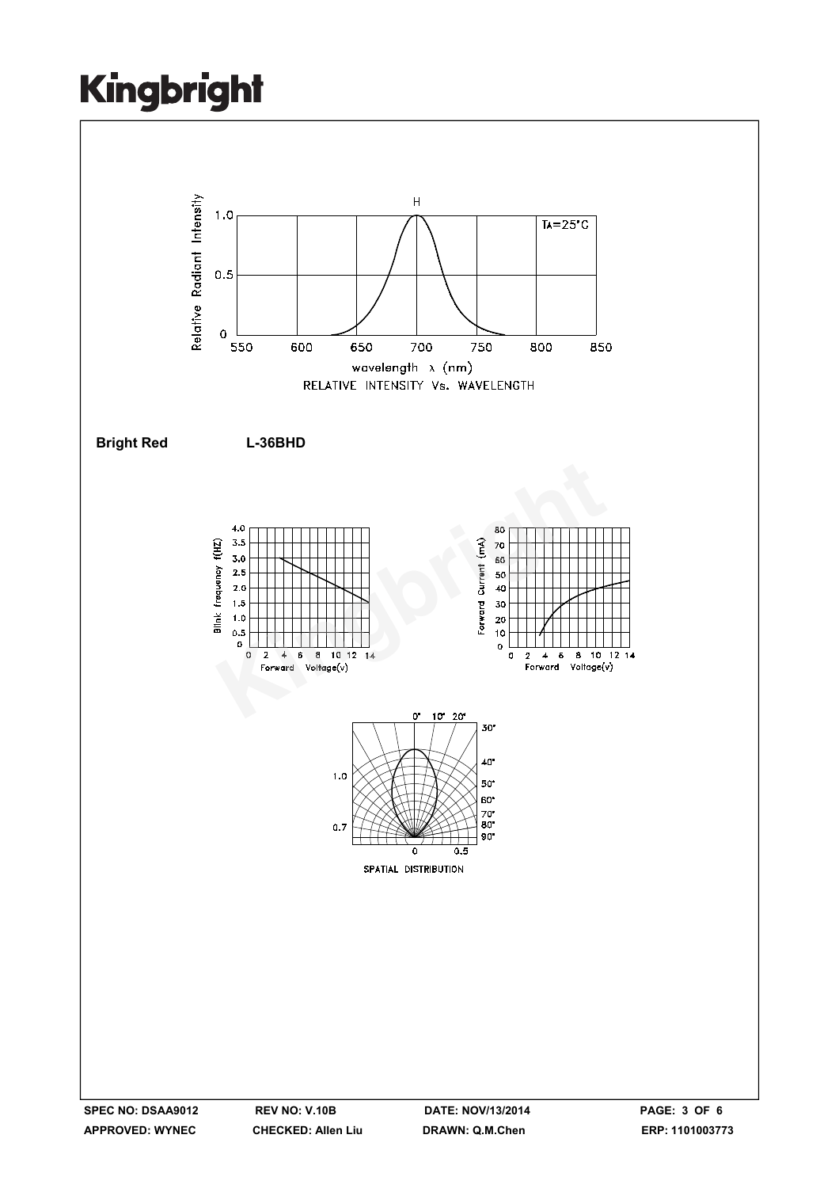RELATIVE INTENSITY Vs. WAVELENGTH

**Bright Red** **L-36BHD**

SPATIAL DISTRIBUTION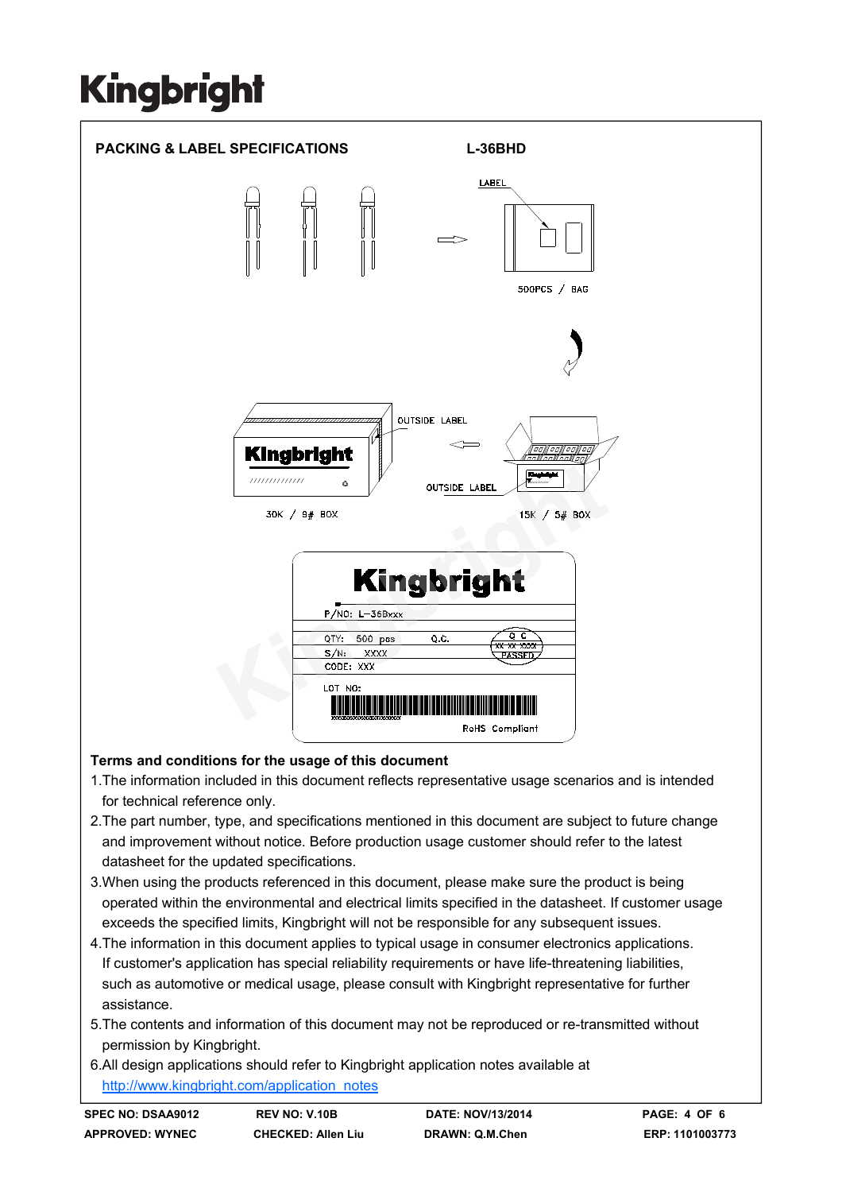## PACKING & LABEL SPECIFICATIONS

**L-36BHD**

LABEL

500PCS / BAG

OUTSIDE LABEL

OUTSIDE LABEL

30K / 9# BOX

15K / 5# BOX

Kingbright

P/NO: L-36Bxxx

QTY: 500 pcs

Q.C.

S/N: XXXX

CODE: XXX

LOT NO:

RoHS Compliant

### Terms and conditions for the usage of this document

1. The information included in this document reflects representative usage scenarios and is intended for technical reference only.
2. The part number, type, and specifications mentioned in this document are subject to future change and improvement without notice. Before production usage customer should refer to the latest datasheet for the updated specifications.
3. When using the products referenced in this document, please make sure the product is being operated within the environmental and electrical limits specified in the datasheet. If customer usage exceeds the specified limits, Kingbright will not be responsible for any subsequent issues.
4. The information in this document applies to typical usage in consumer electronics applications. If customer's application has special reliability requirements or have life-threatening liabilities, such as automotive or medical usage, please consult with Kingbright representative for further assistance.
5. The contents and information of this document may not be reproduced or re-transmitted without permission by Kingbright.
6. All design applications should refer to Kingbright application notes available at http://www.kingbright.com/application_notes

| SPEC NO: DSAA9012 | REV NO: V.10B | DATE: NOV/13/2014 | |
|---|---|---|---|
| APPROVED: WYNEC | CHECKED: Allen Liu | DRAWN: Q.M.Chen | ERP: 1101003773 |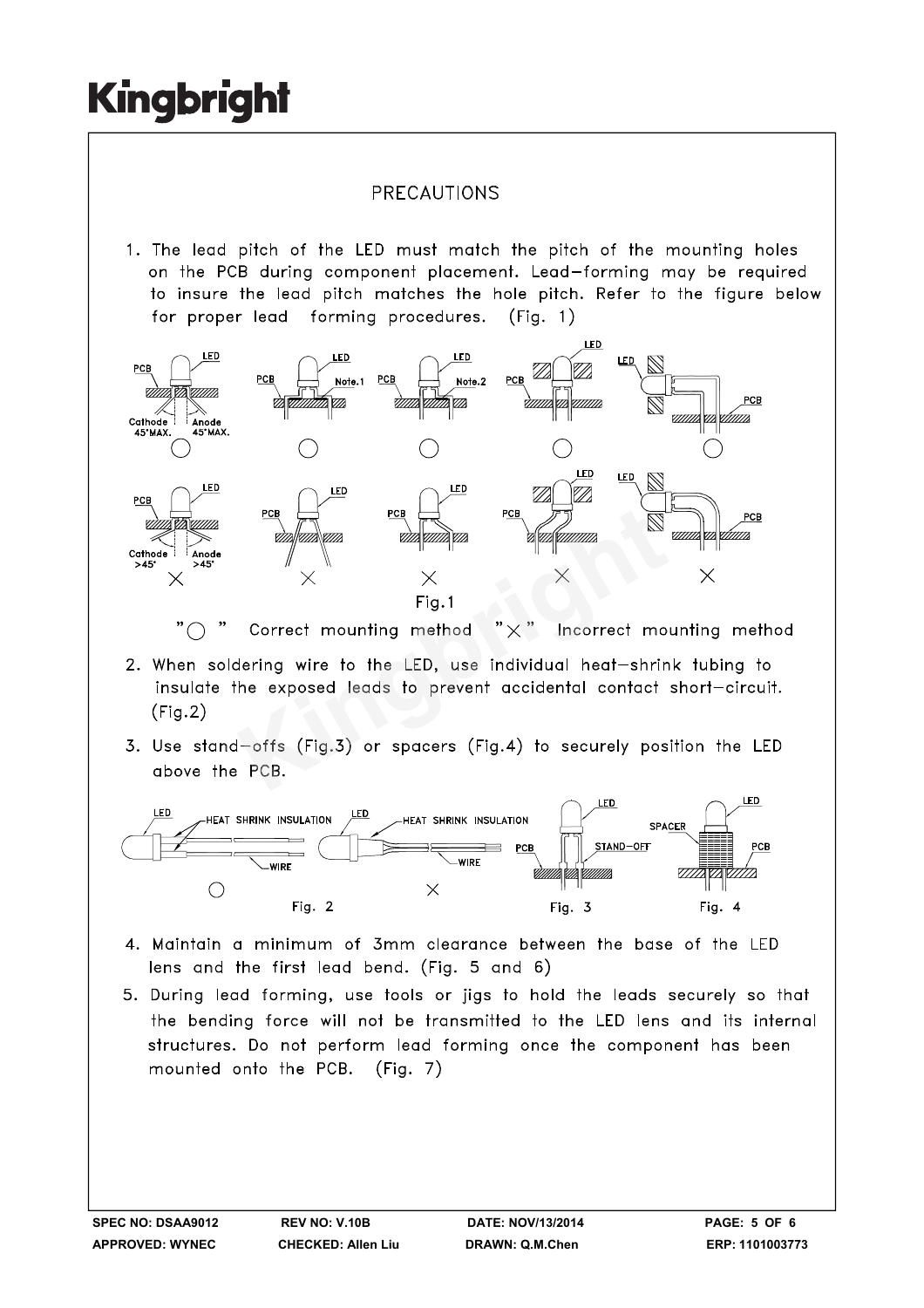## PRECAUTIONS

1. The lead pitch of the LED must match the pitch of the mounting holes on the PCB during component placement. Lead-forming may be required to insure the lead pitch matches the hole pitch. Refer to the figure below for proper lead forming procedures. (Fig. 1)

Fig.1

"○ " Correct mounting method "×" Incorrect mounting method

2. When soldering wire to the LED, use individual heat-shrink tubing to insulate the exposed leads to prevent accidental contact short-circuit. (Fig.2)

3. Use stand-offs (Fig.3) or spacers (Fig.4) to securely position the LED above the PCB.

Fig. 2 Fig. 3 Fig. 4

4. Maintain a minimum of 3mm clearance between the base of the LED lens and the first lead bend. (Fig. 5 and 6)

5. During lead forming, use tools or jigs to hold the leads securely so that the bending force will not be transmitted to the LED lens and its internal structures. Do not perform lead forming once the component has been mounted onto the PCB. (Fig. 7)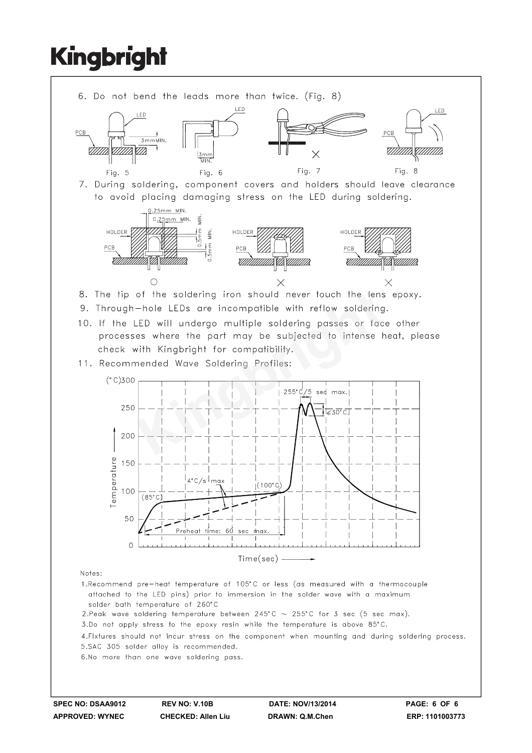6. Do not bend the leads more than twice. (Fig. 8)

LED

PCB

3mmMIN.

Fig. 5

LED

3mm MIN.

Fig. 6

×

Fig. 7

LED

PCB

Fig. 8

7. During soldering, component covers and holders should leave clearance to avoid placing damaging stress on the LED during soldering.

0.25mm MIN.

0.25mm MIN.

0.5mm MIN.

0.5mm MIN.

HOLDER

PCB

○

HOLDER

PCB

×

HOLDER

PCB

×

8. The tip of the soldering iron should never touch the lens epoxy.
9. Through-hole LEDs are incompatible with reflow soldering.
10. If the LED will undergo multiple soldering passes or face other processes where the part may be subjected to intense heat, please check with Kingbright for compatibility.
11. Recommended Wave Soldering Profiles:

(°C)300

250

200

150

100

50

0

Temperature

Time(sec)

255°C/5 sec max.

≤30°C.

4°C/s max

(100°C)

(85°C)

Preheat time: 60 sec max.

Notes:

1. Recommend pre-heat temperature of 105°C or less (as measured with a thermocouple attached to the LED pins) prior to immersion in the solder wave with a maximum solder bath temperature of 260°C
2. Peak wave soldering temperature between 245°C ~ 255°C for 3 sec (5 sec max).
3. Do not apply stress to the epoxy resin while the temperature is above 85°C.
4. Fixtures should not incur stress on the component when mounting and during soldering process.
5. SAC 305 solder alloy is recommended.
6. No more than one wave soldering pass.

SPEC NO: DSAA9012 | REV NO: V.10B | DATE: NOV/13/2014

APPROVED: WYNEC | CHECKED: Allen Liu | DRAWN: Q.M.Chen | ERP: 1101003773